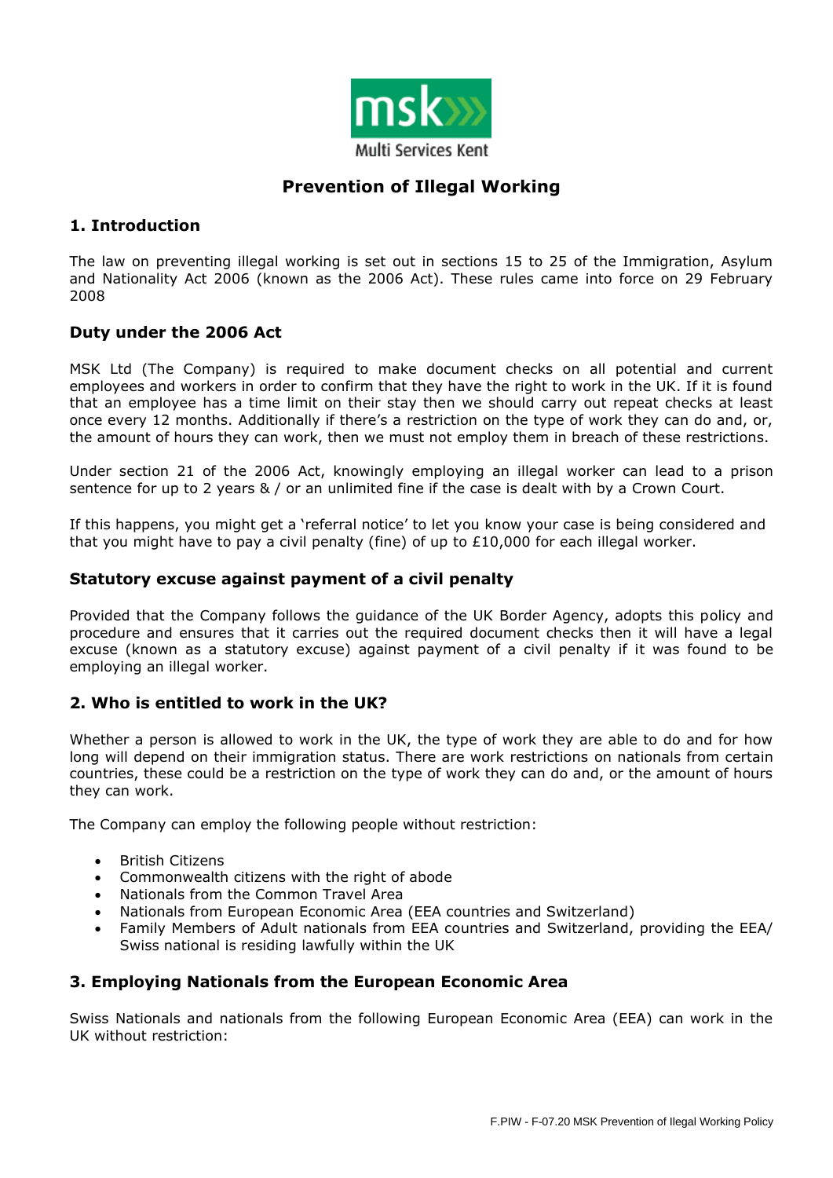# Prevention of Illegal Working

## 1. Introduction

The law on preventing illegal working is set out in sections 15 to 25 of the Immigration, Asylum and Nationality Act 2006 (known as the 2006 Act). These rules came into force on 29 February 2008

### Duty under the 2006 Act

MSK Ltd (The Company) is required to make document checks on all potential and current employees and workers in order to confirm that they have the right to work in the UK. If it is found that an employee has a time limit on their stay then we should carry out repeat checks at least once every 12 months. Additionally if there's a restriction on the type of work they can do and, or, the amount of hours they can work, then we must not employ them in breach of these restrictions.

Under section 21 of the 2006 Act, knowingly employing an illegal worker can lead to a prison sentence for up to 2 years & / or an unlimited fine if the case is dealt with by a Crown Court.

If this happens, you might get a 'referral notice' to let you know your case is being considered and that you might have to pay a civil penalty (fine) of up to £10,000 for each illegal worker.

### Statutory excuse against payment of a civil penalty

Provided that the Company follows the guidance of the UK Border Agency, adopts this policy and procedure and ensures that it carries out the required document checks then it will have a legal excuse (known as a statutory excuse) against payment of a civil penalty if it was found to be employing an illegal worker.

## 2. Who is entitled to work in the UK?

Whether a person is allowed to work in the UK, the type of work they are able to do and for how long will depend on their immigration status. There are work restrictions on nationals from certain countries, these could be a restriction on the type of work they can do and, or the amount of hours they can work.

The Company can employ the following people without restriction:

- British Citizens
- Commonwealth citizens with the right of abode
- Nationals from the Common Travel Area
- Nationals from European Economic Area (EEA countries and Switzerland)
- Family Members of Adult nationals from EEA countries and Switzerland, providing the EEA/ Swiss national is residing lawfully within the UK

## 3. Employing Nationals from the European Economic Area

Swiss Nationals and nationals from the following European Economic Area (EEA) can work in the UK without restriction: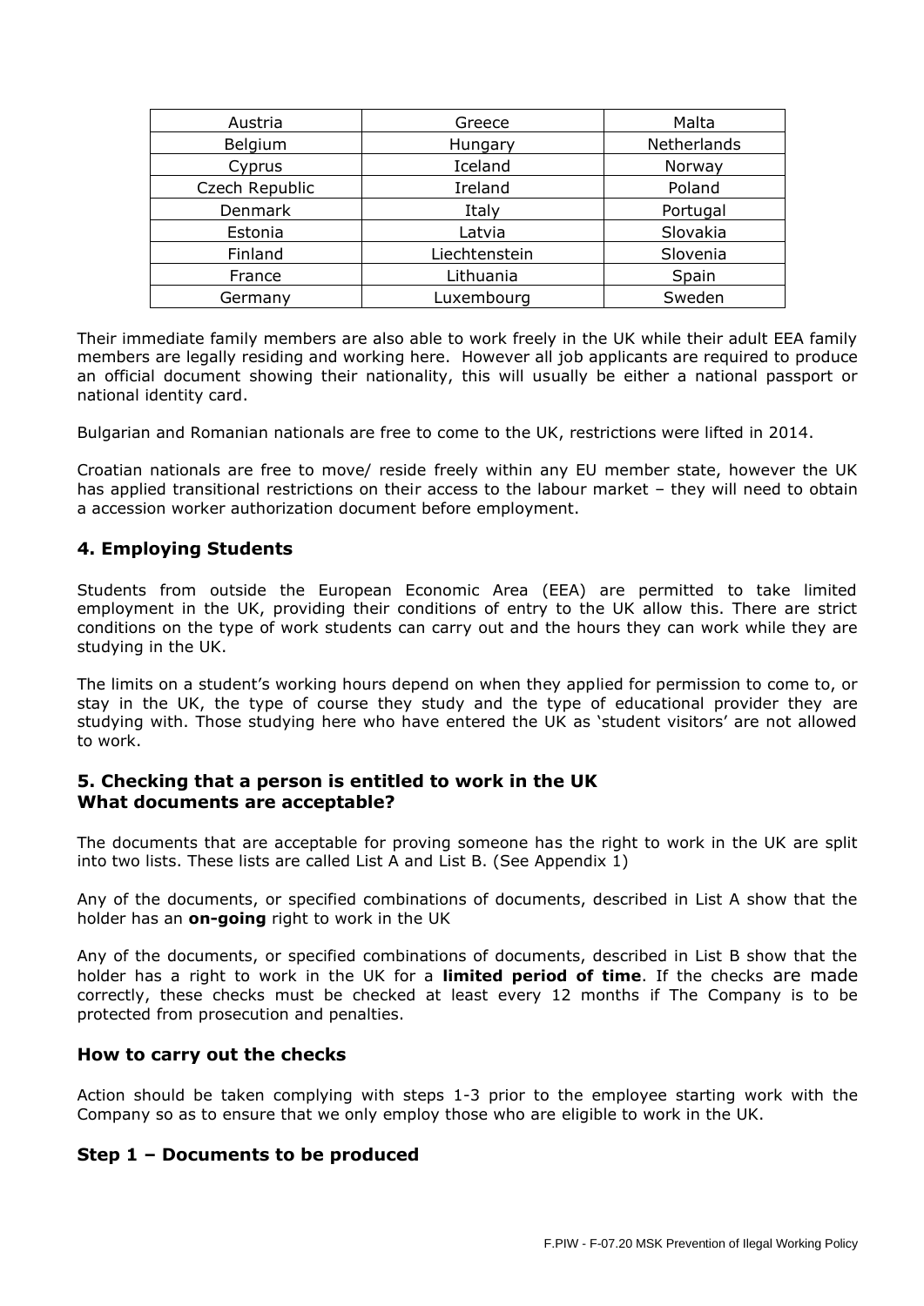| Austria | Greece | Malta |
|---|---|---|
| Belgium | Hungary | Netherlands |
| Cyprus | Iceland | Norway |
| Czech Republic | Ireland | Poland |
| Denmark | Italy | Portugal |
| Estonia | Latvia | Slovakia |
| Finland | Liechtenstein | Slovenia |
| France | Lithuania | Spain |
| Germany | Luxembourg | Sweden |

Their immediate family members are also able to work freely in the UK while their adult EEA family members are legally residing and working here. However all job applicants are required to produce an official document showing their nationality, this will usually be either a national passport or national identity card.

Bulgarian and Romanian nationals are free to come to the UK, restrictions were lifted in 2014.

Croatian nationals are free to move/ reside freely within any EU member state, however the UK has applied transitional restrictions on their access to the labour market – they will need to obtain a accession worker authorization document before employment.

## 4. Employing Students

Students from outside the European Economic Area (EEA) are permitted to take limited employment in the UK, providing their conditions of entry to the UK allow this. There are strict conditions on the type of work students can carry out and the hours they can work while they are studying in the UK.

The limits on a student's working hours depend on when they applied for permission to come to, or stay in the UK, the type of course they study and the type of educational provider they are studying with. Those studying here who have entered the UK as 'student visitors' are not allowed to work.

## 5. Checking that a person is entitled to work in the UK
## What documents are acceptable?

The documents that are acceptable for proving someone has the right to work in the UK are split into two lists. These lists are called List A and List B. (See Appendix 1)

Any of the documents, or specified combinations of documents, described in List A show that the holder has an **on-going** right to work in the UK

Any of the documents, or specified combinations of documents, described in List B show that the holder has a right to work in the UK for a **limited period of time**. If the checks are made correctly, these checks must be checked at least every 12 months if The Company is to be protected from prosecution and penalties.

### How to carry out the checks

Action should be taken complying with steps 1-3 prior to the employee starting work with the Company so as to ensure that we only employ those who are eligible to work in the UK.

### Step 1 – Documents to be produced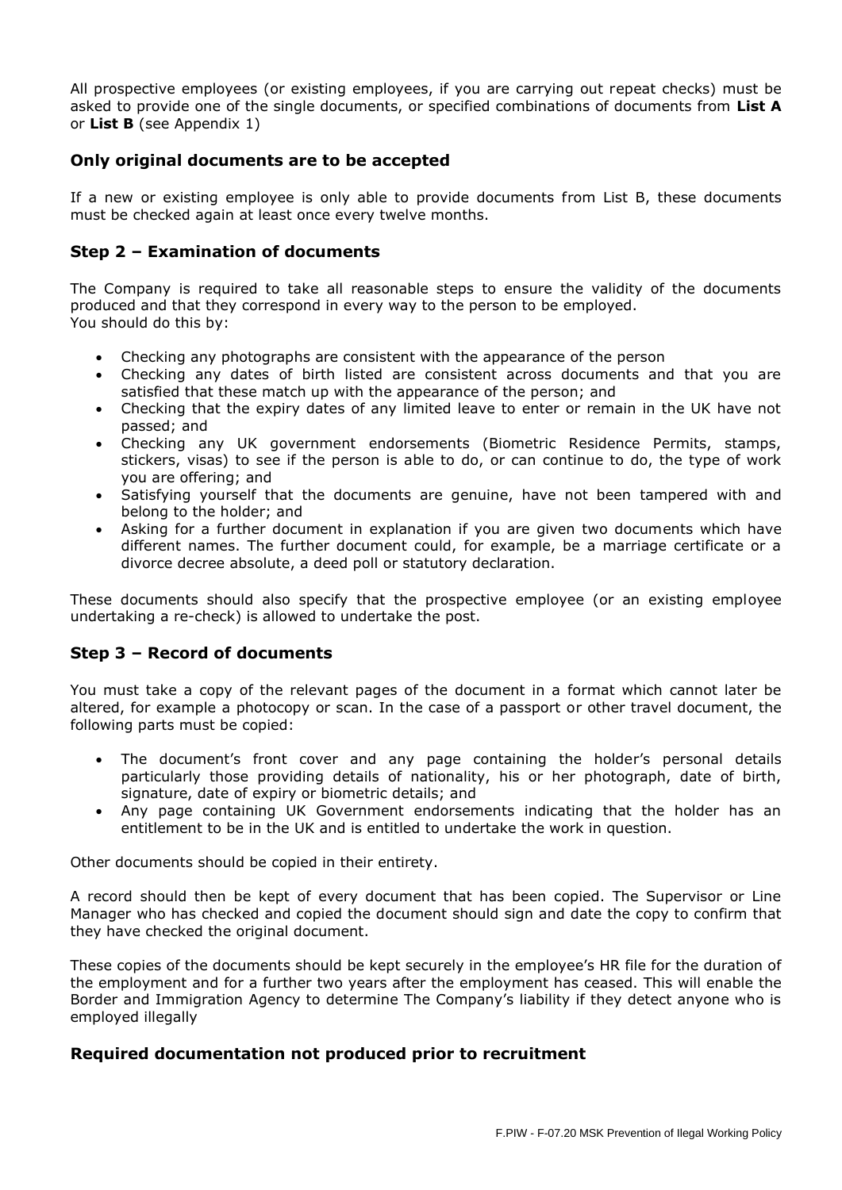All prospective employees (or existing employees, if you are carrying out repeat checks) must be asked to provide one of the single documents, or specified combinations of documents from **List A** or **List B** (see Appendix 1)

## Only original documents are to be accepted

If a new or existing employee is only able to provide documents from List B, these documents must be checked again at least once every twelve months.

## Step 2 – Examination of documents

The Company is required to take all reasonable steps to ensure the validity of the documents produced and that they correspond in every way to the person to be employed.
You should do this by:

- Checking any photographs are consistent with the appearance of the person
- Checking any dates of birth listed are consistent across documents and that you are satisfied that these match up with the appearance of the person; and
- Checking that the expiry dates of any limited leave to enter or remain in the UK have not passed; and
- Checking any UK government endorsements (Biometric Residence Permits, stamps, stickers, visas) to see if the person is able to do, or can continue to do, the type of work you are offering; and
- Satisfying yourself that the documents are genuine, have not been tampered with and belong to the holder; and
- Asking for a further document in explanation if you are given two documents which have different names. The further document could, for example, be a marriage certificate or a divorce decree absolute, a deed poll or statutory declaration.

These documents should also specify that the prospective employee (or an existing employee undertaking a re-check) is allowed to undertake the post.

## Step 3 – Record of documents

You must take a copy of the relevant pages of the document in a format which cannot later be altered, for example a photocopy or scan. In the case of a passport or other travel document, the following parts must be copied:

- The document's front cover and any page containing the holder's personal details particularly those providing details of nationality, his or her photograph, date of birth, signature, date of expiry or biometric details; and
- Any page containing UK Government endorsements indicating that the holder has an entitlement to be in the UK and is entitled to undertake the work in question.

Other documents should be copied in their entirety.

A record should then be kept of every document that has been copied. The Supervisor or Line Manager who has checked and copied the document should sign and date the copy to confirm that they have checked the original document.

These copies of the documents should be kept securely in the employee's HR file for the duration of the employment and for a further two years after the employment has ceased. This will enable the Border and Immigration Agency to determine The Company's liability if they detect anyone who is employed illegally

## Required documentation not produced prior to recruitment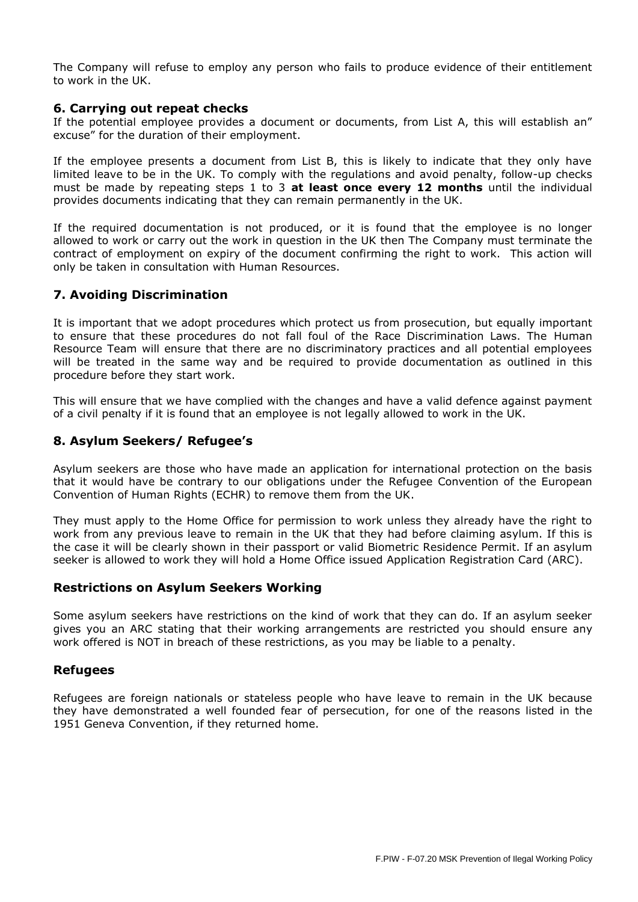The Company will refuse to employ any person who fails to produce evidence of their entitlement to work in the UK.

## 6. Carrying out repeat checks

If the potential employee provides a document or documents, from List A, this will establish an" excuse" for the duration of their employment.

If the employee presents a document from List B, this is likely to indicate that they only have limited leave to be in the UK. To comply with the regulations and avoid penalty, follow-up checks must be made by repeating steps 1 to 3 **at least once every 12 months** until the individual provides documents indicating that they can remain permanently in the UK.

If the required documentation is not produced, or it is found that the employee is no longer allowed to work or carry out the work in question in the UK then The Company must terminate the contract of employment on expiry of the document confirming the right to work. This action will only be taken in consultation with Human Resources.

## 7. Avoiding Discrimination

It is important that we adopt procedures which protect us from prosecution, but equally important to ensure that these procedures do not fall foul of the Race Discrimination Laws. The Human Resource Team will ensure that there are no discriminatory practices and all potential employees will be treated in the same way and be required to provide documentation as outlined in this procedure before they start work.

This will ensure that we have complied with the changes and have a valid defence against payment of a civil penalty if it is found that an employee is not legally allowed to work in the UK.

## 8. Asylum Seekers/ Refugee's

Asylum seekers are those who have made an application for international protection on the basis that it would have be contrary to our obligations under the Refugee Convention of the European Convention of Human Rights (ECHR) to remove them from the UK.

They must apply to the Home Office for permission to work unless they already have the right to work from any previous leave to remain in the UK that they had before claiming asylum. If this is the case it will be clearly shown in their passport or valid Biometric Residence Permit. If an asylum seeker is allowed to work they will hold a Home Office issued Application Registration Card (ARC).

### Restrictions on Asylum Seekers Working

Some asylum seekers have restrictions on the kind of work that they can do. If an asylum seeker gives you an ARC stating that their working arrangements are restricted you should ensure any work offered is NOT in breach of these restrictions, as you may be liable to a penalty.

### Refugees

Refugees are foreign nationals or stateless people who have leave to remain in the UK because they have demonstrated a well founded fear of persecution, for one of the reasons listed in the 1951 Geneva Convention, if they returned home.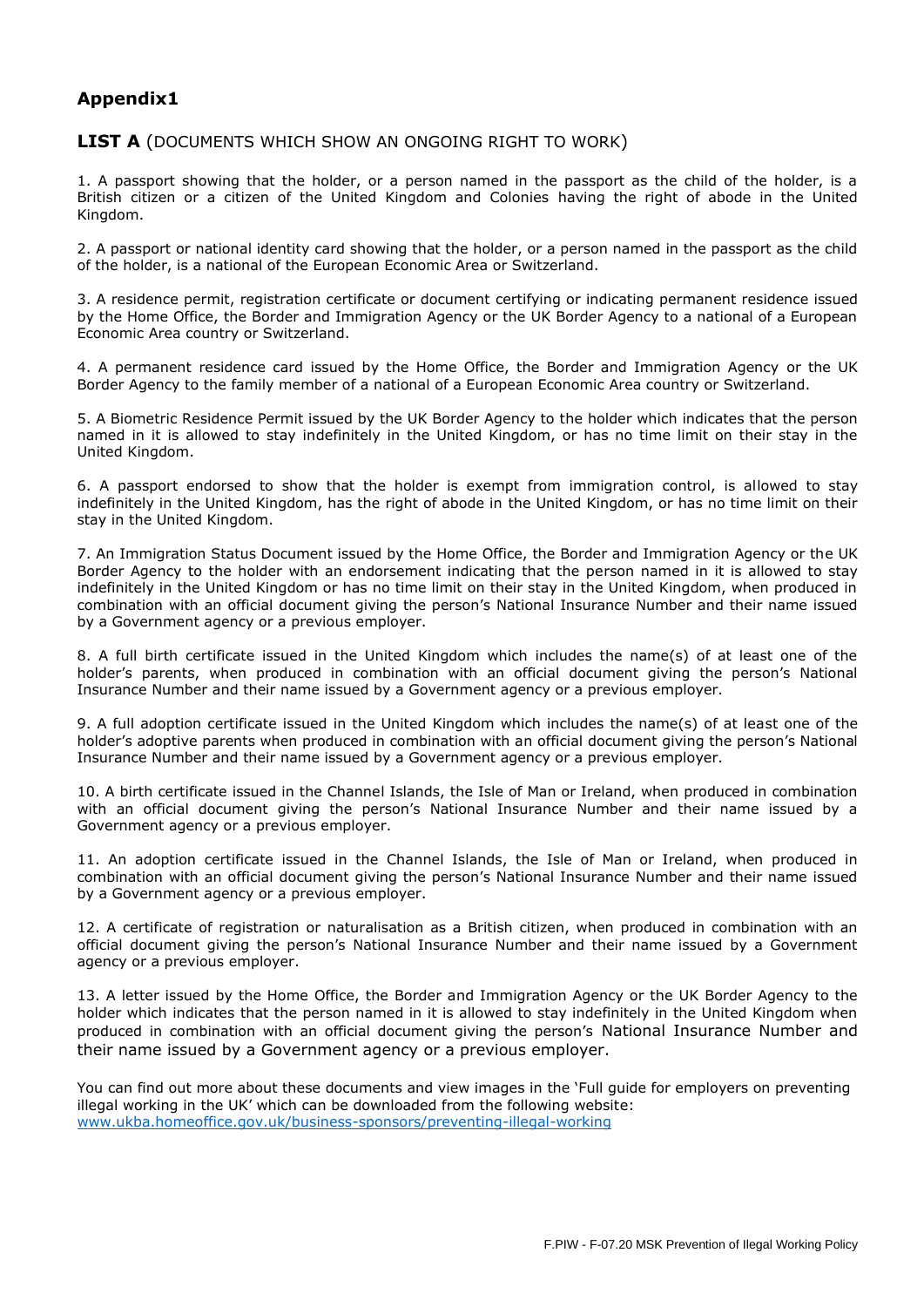## Appendix1

**LIST A** (DOCUMENTS WHICH SHOW AN ONGOING RIGHT TO WORK)

1. A passport showing that the holder, or a person named in the passport as the child of the holder, is a British citizen or a citizen of the United Kingdom and Colonies having the right of abode in the United Kingdom.

2. A passport or national identity card showing that the holder, or a person named in the passport as the child of the holder, is a national of the European Economic Area or Switzerland.

3. A residence permit, registration certificate or document certifying or indicating permanent residence issued by the Home Office, the Border and Immigration Agency or the UK Border Agency to a national of a European Economic Area country or Switzerland.

4. A permanent residence card issued by the Home Office, the Border and Immigration Agency or the UK Border Agency to the family member of a national of a European Economic Area country or Switzerland.

5. A Biometric Residence Permit issued by the UK Border Agency to the holder which indicates that the person named in it is allowed to stay indefinitely in the United Kingdom, or has no time limit on their stay in the United Kingdom.

6. A passport endorsed to show that the holder is exempt from immigration control, is allowed to stay indefinitely in the United Kingdom, has the right of abode in the United Kingdom, or has no time limit on their stay in the United Kingdom.

7. An Immigration Status Document issued by the Home Office, the Border and Immigration Agency or the UK Border Agency to the holder with an endorsement indicating that the person named in it is allowed to stay indefinitely in the United Kingdom or has no time limit on their stay in the United Kingdom, when produced in combination with an official document giving the person's National Insurance Number and their name issued by a Government agency or a previous employer.

8. A full birth certificate issued in the United Kingdom which includes the name(s) of at least one of the holder's parents, when produced in combination with an official document giving the person's National Insurance Number and their name issued by a Government agency or a previous employer.

9. A full adoption certificate issued in the United Kingdom which includes the name(s) of at least one of the holder's adoptive parents when produced in combination with an official document giving the person's National Insurance Number and their name issued by a Government agency or a previous employer.

10. A birth certificate issued in the Channel Islands, the Isle of Man or Ireland, when produced in combination with an official document giving the person's National Insurance Number and their name issued by a Government agency or a previous employer.

11. An adoption certificate issued in the Channel Islands, the Isle of Man or Ireland, when produced in combination with an official document giving the person's National Insurance Number and their name issued by a Government agency or a previous employer.

12. A certificate of registration or naturalisation as a British citizen, when produced in combination with an official document giving the person's National Insurance Number and their name issued by a Government agency or a previous employer.

13. A letter issued by the Home Office, the Border and Immigration Agency or the UK Border Agency to the holder which indicates that the person named in it is allowed to stay indefinitely in the United Kingdom when produced in combination with an official document giving the person's National Insurance Number and their name issued by a Government agency or a previous employer.

You can find out more about these documents and view images in the 'Full guide for employers on preventing illegal working in the UK' which can be downloaded from the following website: [www.ukba.homeoffice.gov.uk/business-sponsors/preventing-illegal-working](www.ukba.homeoffice.gov.uk/business-sponsors/preventing-illegal-working)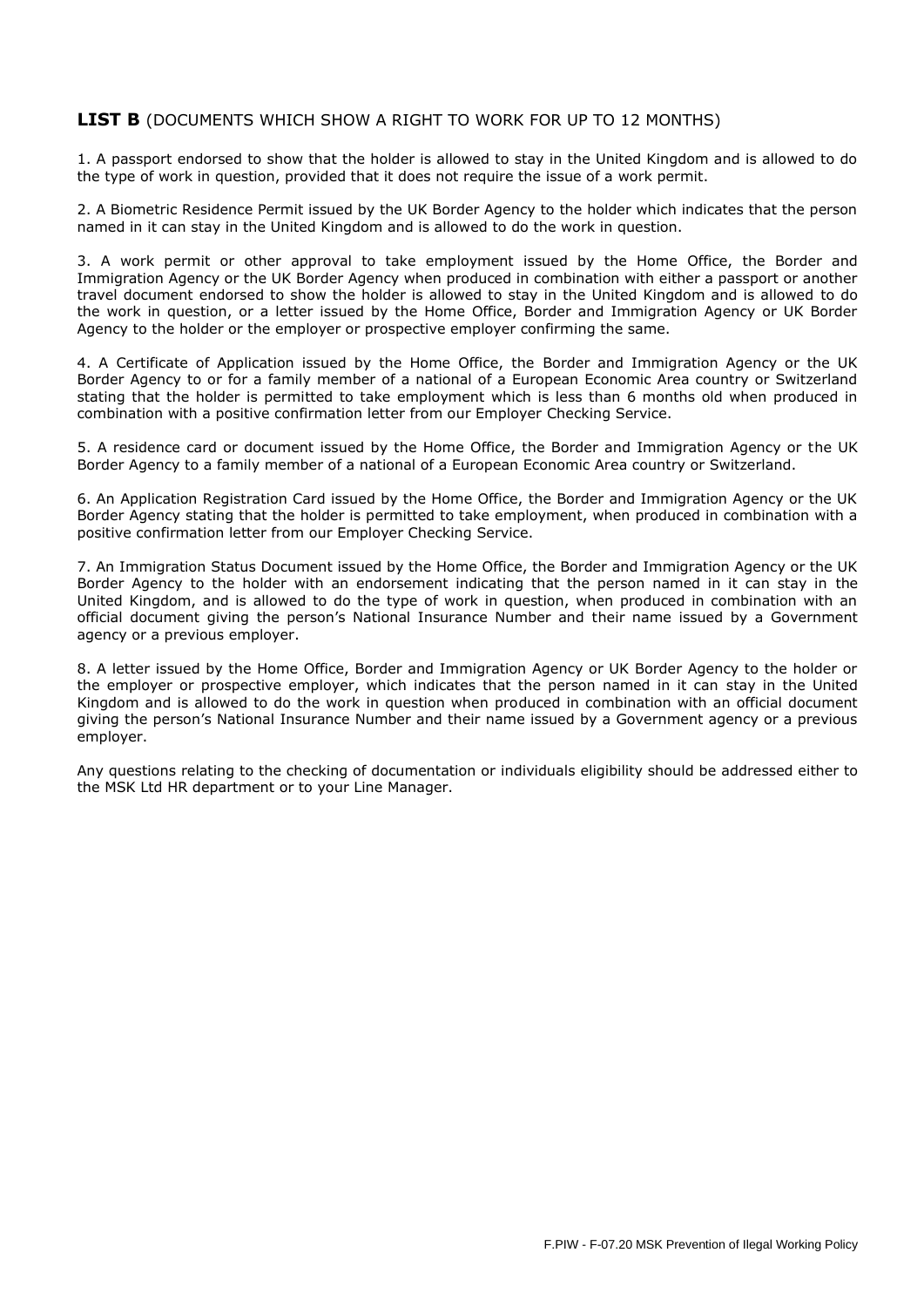## **LIST B** (DOCUMENTS WHICH SHOW A RIGHT TO WORK FOR UP TO 12 MONTHS)

1. A passport endorsed to show that the holder is allowed to stay in the United Kingdom and is allowed to do the type of work in question, provided that it does not require the issue of a work permit.

2. A Biometric Residence Permit issued by the UK Border Agency to the holder which indicates that the person named in it can stay in the United Kingdom and is allowed to do the work in question.

3. A work permit or other approval to take employment issued by the Home Office, the Border and Immigration Agency or the UK Border Agency when produced in combination with either a passport or another travel document endorsed to show the holder is allowed to stay in the United Kingdom and is allowed to do the work in question, or a letter issued by the Home Office, Border and Immigration Agency or UK Border Agency to the holder or the employer or prospective employer confirming the same.

4. A Certificate of Application issued by the Home Office, the Border and Immigration Agency or the UK Border Agency to or for a family member of a national of a European Economic Area country or Switzerland stating that the holder is permitted to take employment which is less than 6 months old when produced in combination with a positive confirmation letter from our Employer Checking Service.

5. A residence card or document issued by the Home Office, the Border and Immigration Agency or the UK Border Agency to a family member of a national of a European Economic Area country or Switzerland.

6. An Application Registration Card issued by the Home Office, the Border and Immigration Agency or the UK Border Agency stating that the holder is permitted to take employment, when produced in combination with a positive confirmation letter from our Employer Checking Service.

7. An Immigration Status Document issued by the Home Office, the Border and Immigration Agency or the UK Border Agency to the holder with an endorsement indicating that the person named in it can stay in the United Kingdom, and is allowed to do the type of work in question, when produced in combination with an official document giving the person's National Insurance Number and their name issued by a Government agency or a previous employer.

8. A letter issued by the Home Office, Border and Immigration Agency or UK Border Agency to the holder or the employer or prospective employer, which indicates that the person named in it can stay in the United Kingdom and is allowed to do the work in question when produced in combination with an official document giving the person's National Insurance Number and their name issued by a Government agency or a previous employer.

Any questions relating to the checking of documentation or individuals eligibility should be addressed either to the MSK Ltd HR department or to your Line Manager.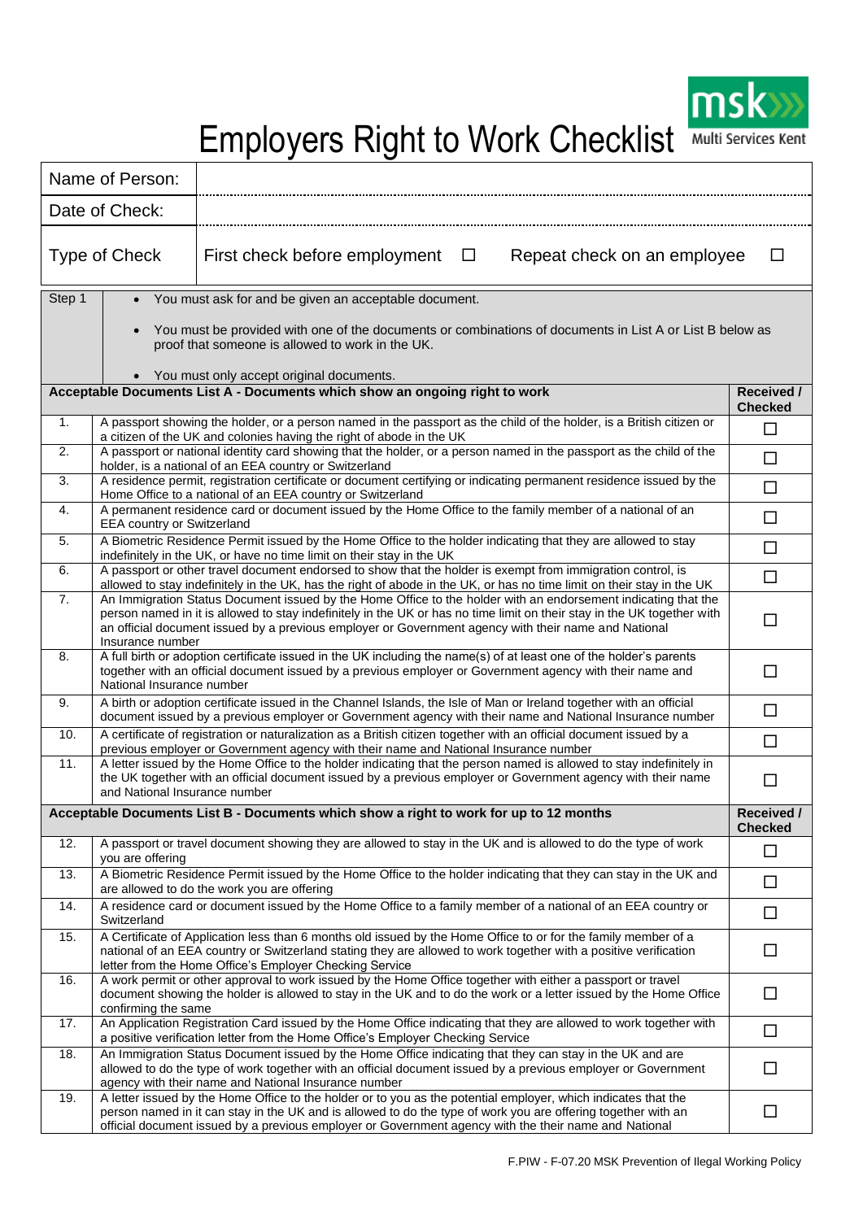# Employers Right to Work Checklist

| Name of Person: | |
|---|---|
| Date of Check: | |
| Type of Check | First check before employment ☐ Repeat check on an employee ☐ |

| Step 1 | • You must ask for and be given an acceptable document.<br>• You must be provided with one of the documents or combinations of documents in List A or List B below as proof that someone is allowed to work in the UK.<br>• You must only accept original documents. |
|---|---|

| | Acceptable Documents List A - Documents which show an ongoing right to work | Received / Checked |
|---|---|---|
| 1. | A passport showing the holder, or a person named in the passport as the child of the holder, is a British citizen or a citizen of the UK and colonies having the right of abode in the UK | ☐ |
| 2. | A passport or national identity card showing that the holder, or a person named in the passport as the child of the holder, is a national of an EEA country or Switzerland | ☐ |
| 3. | A residence permit, registration certificate or document certifying or indicating permanent residence issued by the Home Office to a national of an EEA country or Switzerland | ☐ |
| 4. | A permanent residence card or document issued by the Home Office to the family member of a national of an EEA country or Switzerland | ☐ |
| 5. | A Biometric Residence Permit issued by the Home Office to the holder indicating that they are allowed to stay indefinitely in the UK, or have no time limit on their stay in the UK | ☐ |
| 6. | A passport or other travel document endorsed to show that the holder is exempt from immigration control, is allowed to stay indefinitely in the UK, has the right of abode in the UK, or has no time limit on their stay in the UK | ☐ |
| 7. | An Immigration Status Document issued by the Home Office to the holder with an endorsement indicating that the person named in it is allowed to stay indefinitely in the UK or has no time limit on their stay in the UK together with an official document issued by a previous employer or Government agency with their name and National Insurance number | ☐ |
| 8. | A full birth or adoption certificate issued in the UK including the name(s) of at least one of the holder's parents together with an official document issued by a previous employer or Government agency with their name and National Insurance number | ☐ |
| 9. | A birth or adoption certificate issued in the Channel Islands, the Isle of Man or Ireland together with an official document issued by a previous employer or Government agency with their name and National Insurance number | ☐ |
| 10. | A certificate of registration or naturalization as a British citizen together with an official document issued by a previous employer or Government agency with their name and National Insurance number | ☐ |
| 11. | A letter issued by the Home Office to the holder indicating that the person named is allowed to stay indefinitely in the UK together with an official document issued by a previous employer or Government agency with their name and National Insurance number | ☐ |

| | Acceptable Documents List B - Documents which show a right to work for up to 12 months | Received / Checked |
|---|---|---|
| 12. | A passport or travel document showing they are allowed to stay in the UK and is allowed to do the type of work you are offering | ☐ |
| 13. | A Biometric Residence Permit issued by the Home Office to the holder indicating that they can stay in the UK and are allowed to do the work you are offering | ☐ |
| 14. | A residence card or document issued by the Home Office to a family member of a national of an EEA country or Switzerland | ☐ |
| 15. | A Certificate of Application less than 6 months old issued by the Home Office to or for the family member of a national of an EEA country or Switzerland stating they are allowed to work together with a positive verification letter from the Home Office's Employer Checking Service | ☐ |
| 16. | A work permit or other approval to work issued by the Home Office together with either a passport or travel document showing the holder is allowed to stay in the UK and to do the work or a letter issued by the Home Office confirming the same | ☐ |
| 17. | An Application Registration Card issued by the Home Office indicating that they are allowed to work together with a positive verification letter from the Home Office's Employer Checking Service | ☐ |
| 18. | An Immigration Status Document issued by the Home Office indicating that they can stay in the UK and are allowed to do the type of work together with an official document issued by a previous employer or Government agency with their name and National Insurance number | ☐ |
| 19. | A letter issued by the Home Office to the holder or to you as the potential employer, which indicates that the person named in it can stay in the UK and is allowed to do the type of work you are offering together with an official document issued by a previous employer or Government agency with the their name and National | ☐ |

F.PIW - F-07.20 MSK Prevention of Ilegal Working Policy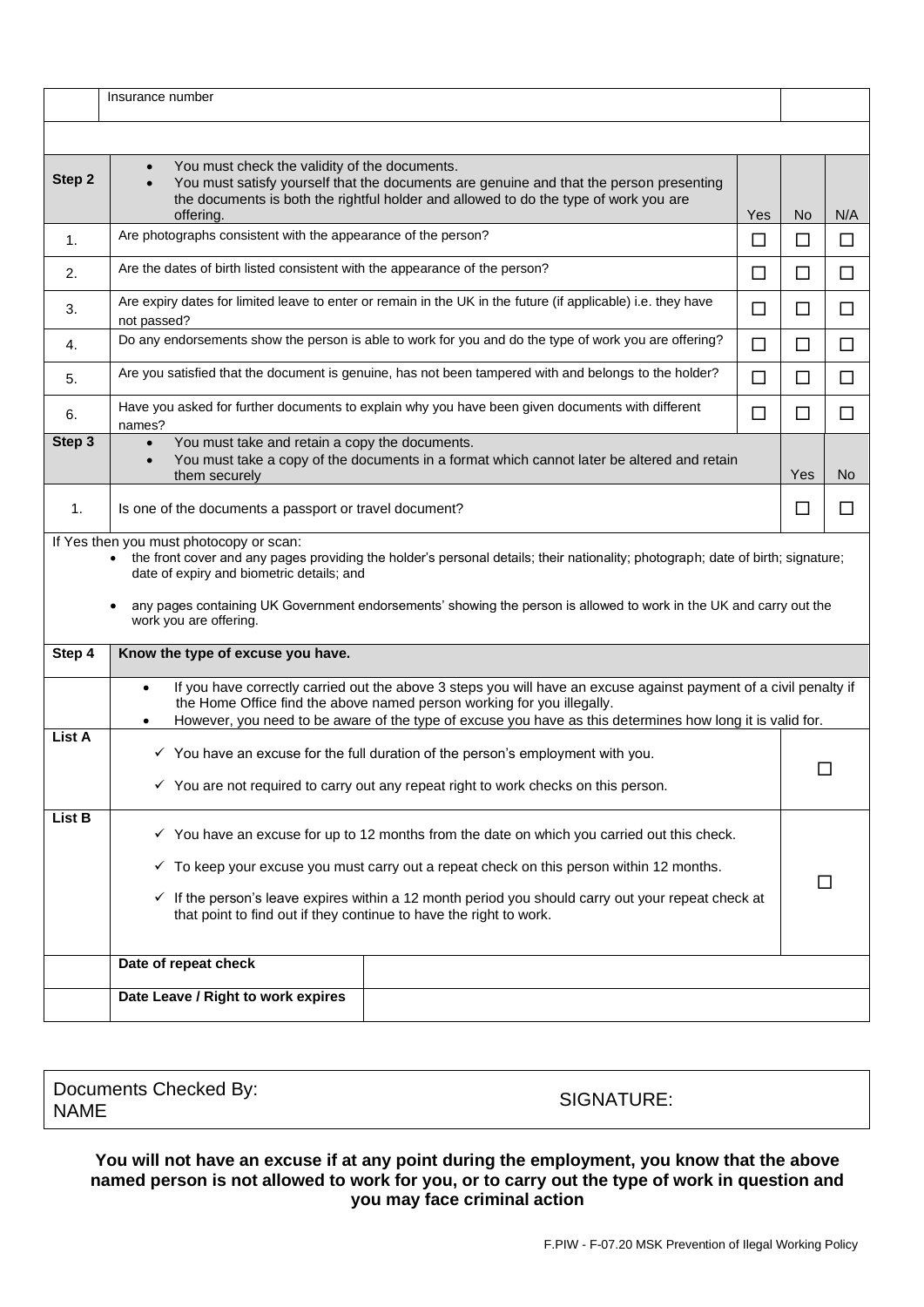| | | | | |
|---|---|---|---|---|
| | Insurance number | | | |
| | | | | |
| **Step 2** | • You must check the validity of the documents.<br>• You must satisfy yourself that the documents are genuine and that the person presenting the documents is both the rightful holder and allowed to do the type of work you are offering. | Yes | No | N/A |
| 1. | Are photographs consistent with the appearance of the person? | ☐ | ☐ | ☐ |
| 2. | Are the dates of birth listed consistent with the appearance of the person? | ☐ | ☐ | ☐ |
| 3. | Are expiry dates for limited leave to enter or remain in the UK in the future (if applicable) i.e. they have not passed? | ☐ | ☐ | ☐ |
| 4. | Do any endorsements show the person is able to work for you and do the type of work you are offering? | ☐ | ☐ | ☐ |
| 5. | Are you satisfied that the document is genuine, has not been tampered with and belongs to the holder? | ☐ | ☐ | ☐ |
| 6. | Have you asked for further documents to explain why you have been given documents with different names? | ☐ | ☐ | ☐ |

| | | | |
|---|---|---|---|
| **Step 3** | • You must take and retain a copy the documents.<br>• You must take a copy of the documents in a format which cannot later be altered and retain them securely | Yes | No |
| 1. | Is one of the documents a passport or travel document? | ☐ | ☐ |

If Yes then you must photocopy or scan:

- the front cover and any pages providing the holder's personal details; their nationality; photograph; date of birth; signature; date of expiry and biometric details; and
- any pages containing UK Government endorsements' showing the person is allowed to work in the UK and carry out the work you are offering.

| | | |
|---|---|---|
| **Step 4** | **Know the type of excuse you have.** | |
| | • If you have correctly carried out the above 3 steps you will have an excuse against payment of a civil penalty if the Home Office find the above named person working for you illegally.<br>• However, you need to be aware of the type of excuse you have as this determines how long it is valid for. | |
| **List A** | ✓ You have an excuse for the full duration of the person's employment with you.<br>✓ You are not required to carry out any repeat right to work checks on this person. | ☐ |
| **List B** | ✓ You have an excuse for up to 12 months from the date on which you carried out this check.<br>✓ To keep your excuse you must carry out a repeat check on this person within 12 months.<br>✓ If the person's leave expires within a 12 month period you should carry out your repeat check at that point to find out if they continue to have the right to work. | ☐ |
| | **Date of repeat check** | |
| | **Date Leave / Right to work expires** | |

| | |
|---|---|
| Documents Checked By:<br>NAME | SIGNATURE: |

**You will not have an excuse if at any point during the employment, you know that the above named person is not allowed to work for you, or to carry out the type of work in question and you may face criminal action**

F.PIW - F-07.20 MSK Prevention of Ilegal Working Policy